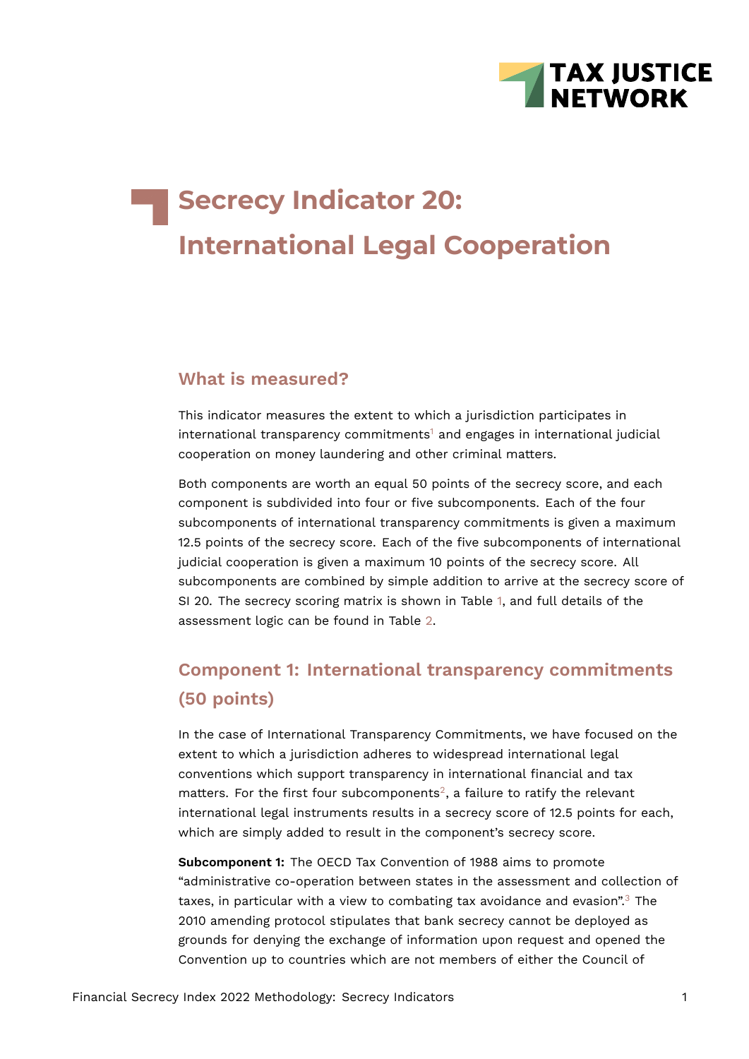# Secrecy Indicator 20: International Legal Cooperation

## What is measured?

This indicator measures the extent to which a jurisdiction participates in international transparency commitments[1] and engages in international judicial cooperation on money laundering and other criminal matters.

Both components are worth an equal 50 points of the secrecy score, and each component is subdivided into four or five subcomponents. Each of the four subcomponents of international transparency commitments is given a maximum 12.5 points of the secrecy score. Each of the five subcomponents of international judicial cooperation is given a maximum 10 points of the secrecy score. All subcomponents are combined by simple addition to arrive at the secrecy score of SI 20. The secrecy scoring matrix is shown in Table 1, and full details of the assessment logic can be found in Table 2.

## Component 1: International transparency commitments (50 points)

In the case of International Transparency Commitments, we have focused on the extent to which a jurisdiction adheres to widespread international legal conventions which support transparency in international financial and tax matters. For the first four subcomponents[2], a failure to ratify the relevant international legal instruments results in a secrecy score of 12.5 points for each, which are simply added to result in the component's secrecy score.

**Subcomponent 1:** The OECD Tax Convention of 1988 aims to promote "administrative co-operation between states in the assessment and collection of taxes, in particular with a view to combating tax avoidance and evasion".[3] The 2010 amending protocol stipulates that bank secrecy cannot be deployed as grounds for denying the exchange of information upon request and opened the Convention up to countries which are not members of either the Council of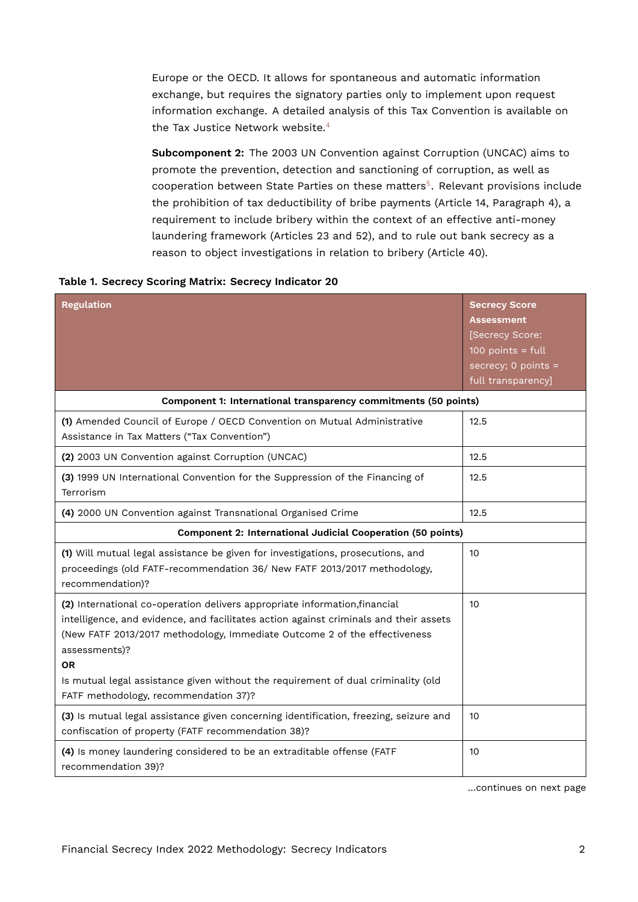Europe or the OECD. It allows for spontaneous and automatic information exchange, but requires the signatory parties only to implement upon request information exchange. A detailed analysis of this Tax Convention is available on the Tax Justice Network website.[4]

**Subcomponent 2:** The 2003 UN Convention against Corruption (UNCAC) aims to promote the prevention, detection and sanctioning of corruption, as well as cooperation between State Parties on these matters[5]. Relevant provisions include the prohibition of tax deductibility of bribe payments (Article 14, Paragraph 4), a requirement to include bribery within the context of an effective anti-money laundering framework (Articles 23 and 52), and to rule out bank secrecy as a reason to object investigations in relation to bribery (Article 40).

**Table 1. Secrecy Scoring Matrix: Secrecy Indicator 20**

| Regulation | Secrecy Score Assessment [Secrecy Score: 100 points = full secrecy; 0 points = full transparency] |
|---|---|
| **Component 1: International transparency commitments (50 points)** | |
| **(1)** Amended Council of Europe / OECD Convention on Mutual Administrative Assistance in Tax Matters ("Tax Convention") | 12.5 |
| **(2)** 2003 UN Convention against Corruption (UNCAC) | 12.5 |
| **(3)** 1999 UN International Convention for the Suppression of the Financing of Terrorism | 12.5 |
| **(4)** 2000 UN Convention against Transnational Organised Crime | 12.5 |
| **Component 2: International Judicial Cooperation (50 points)** | |
| **(1)** Will mutual legal assistance be given for investigations, prosecutions, and proceedings (old FATF-recommendation 36/ New FATF 2013/2017 methodology, recommendation)? | 10 |
| **(2)** International co-operation delivers appropriate information,financial intelligence, and evidence, and facilitates action against criminals and their assets (New FATF 2013/2017 methodology, Immediate Outcome 2 of the effectiveness assessments)? **OR** Is mutual legal assistance given without the requirement of dual criminality (old FATF methodology, recommendation 37)? | 10 |
| **(3)** Is mutual legal assistance given concerning identification, freezing, seizure and confiscation of property (FATF recommendation 38)? | 10 |
| **(4)** Is money laundering considered to be an extraditable offense (FATF recommendation 39)? | 10 |

...continues on next page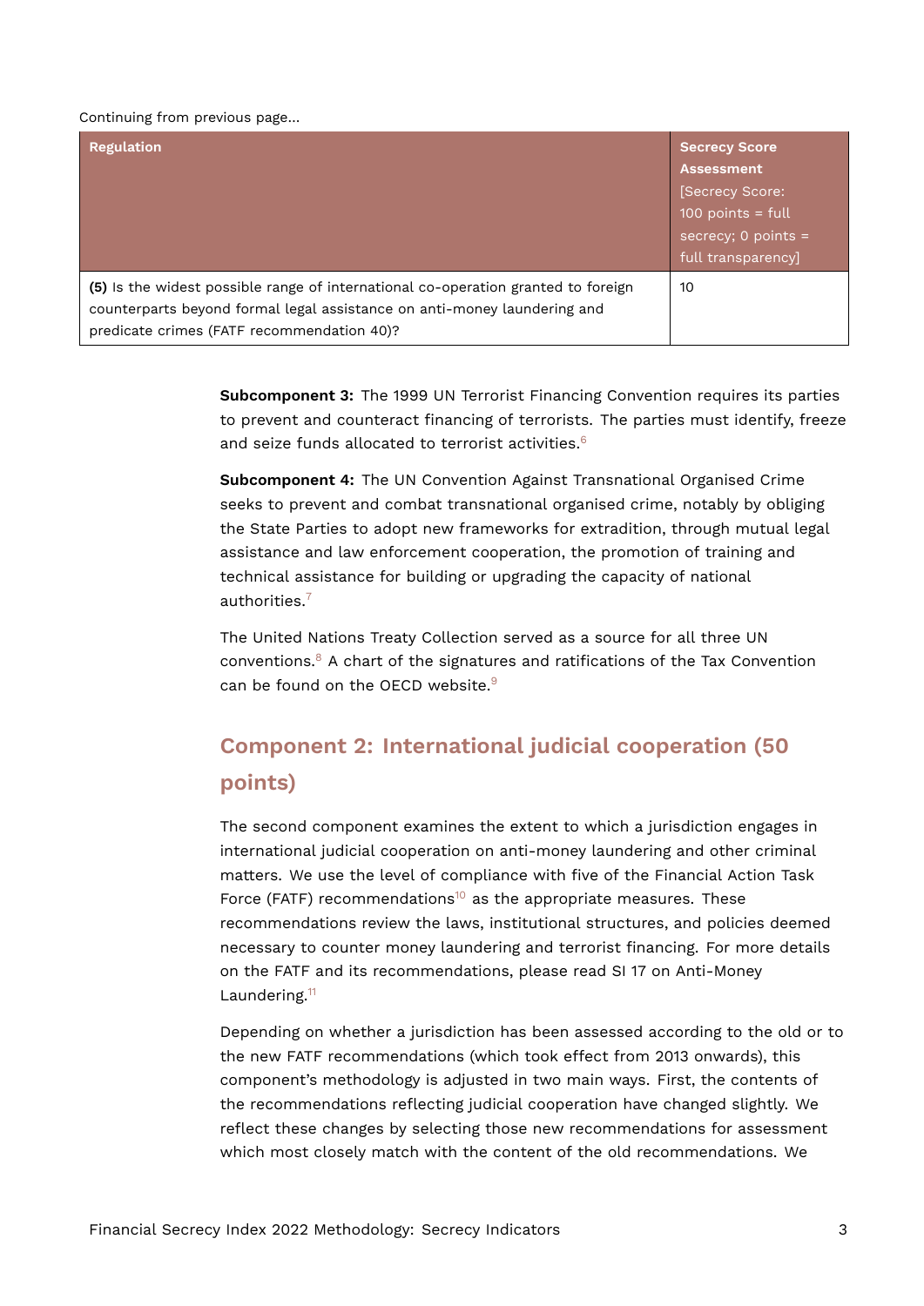Continuing from previous page...

| Regulation | Secrecy Score Assessment [Secrecy Score: 100 points = full secrecy; 0 points = full transparency] |
|---|---|
| **(5)** Is the widest possible range of international co-operation granted to foreign counterparts beyond formal legal assistance on anti-money laundering and predicate crimes (FATF recommendation 40)? | 10 |

**Subcomponent 3:** The 1999 UN Terrorist Financing Convention requires its parties to prevent and counteract financing of terrorists. The parties must identify, freeze and seize funds allocated to terrorist activities.[6]

**Subcomponent 4:** The UN Convention Against Transnational Organised Crime seeks to prevent and combat transnational organised crime, notably by obliging the State Parties to adopt new frameworks for extradition, through mutual legal assistance and law enforcement cooperation, the promotion of training and technical assistance for building or upgrading the capacity of national authorities.[7]

The United Nations Treaty Collection served as a source for all three UN conventions.[8] A chart of the signatures and ratifications of the Tax Convention can be found on the OECD website.[9]

## Component 2: International judicial cooperation (50 points)

The second component examines the extent to which a jurisdiction engages in international judicial cooperation on anti-money laundering and other criminal matters. We use the level of compliance with five of the Financial Action Task Force (FATF) recommendations[10] as the appropriate measures. These recommendations review the laws, institutional structures, and policies deemed necessary to counter money laundering and terrorist financing. For more details on the FATF and its recommendations, please read SI 17 on Anti-Money Laundering.[11]

Depending on whether a jurisdiction has been assessed according to the old or to the new FATF recommendations (which took effect from 2013 onwards), this component's methodology is adjusted in two main ways. First, the contents of the recommendations reflecting judicial cooperation have changed slightly. We reflect these changes by selecting those new recommendations for assessment which most closely match with the content of the old recommendations. We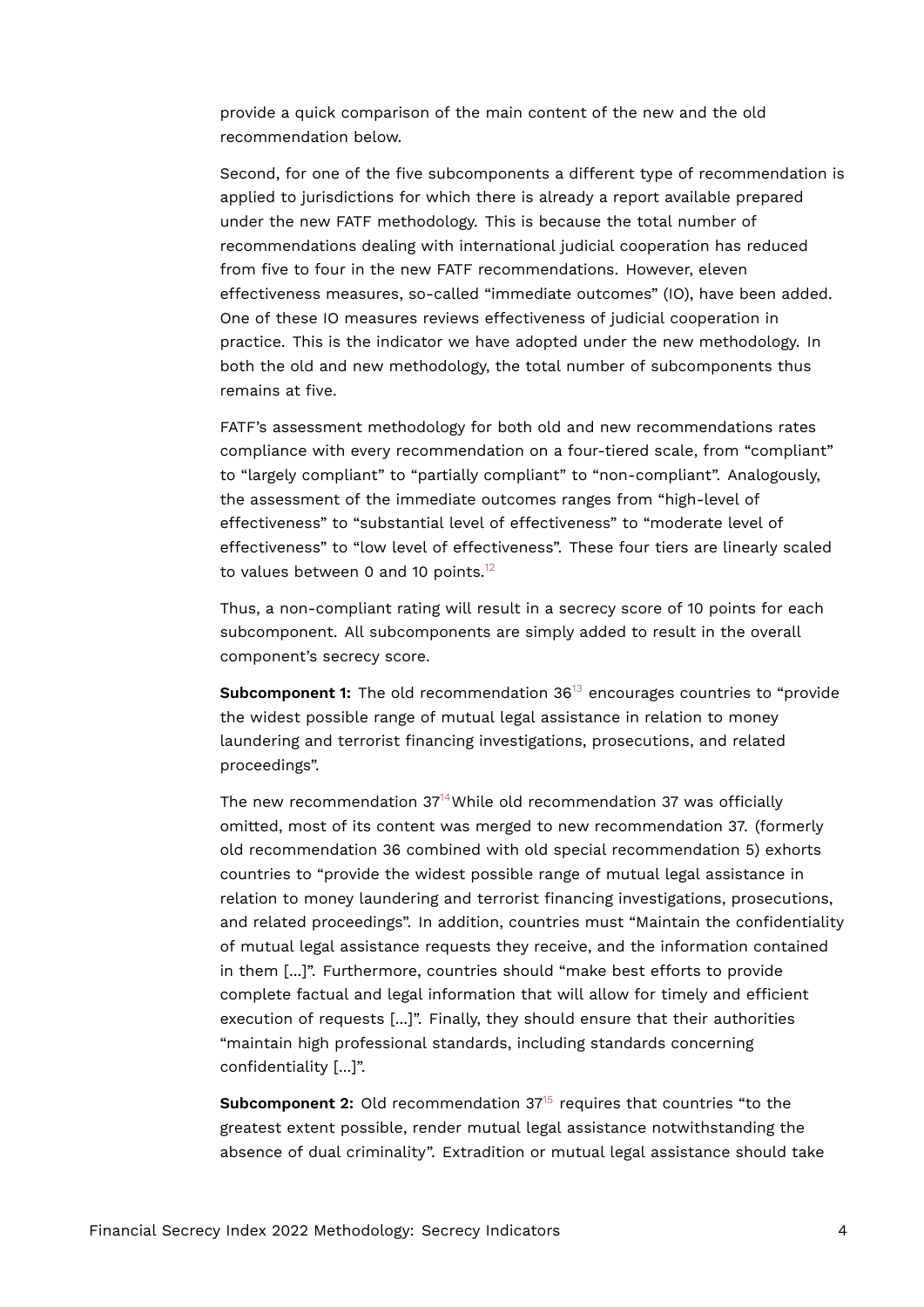provide a quick comparison of the main content of the new and the old recommendation below.

Second, for one of the five subcomponents a different type of recommendation is applied to jurisdictions for which there is already a report available prepared under the new FATF methodology. This is because the total number of recommendations dealing with international judicial cooperation has reduced from five to four in the new FATF recommendations. However, eleven effectiveness measures, so-called "immediate outcomes" (IO), have been added. One of these IO measures reviews effectiveness of judicial cooperation in practice. This is the indicator we have adopted under the new methodology. In both the old and new methodology, the total number of subcomponents thus remains at five.

FATF's assessment methodology for both old and new recommendations rates compliance with every recommendation on a four-tiered scale, from "compliant" to "largely compliant" to "partially compliant" to "non-compliant". Analogously, the assessment of the immediate outcomes ranges from "high-level of effectiveness" to "substantial level of effectiveness" to "moderate level of effectiveness" to "low level of effectiveness". These four tiers are linearly scaled to values between 0 and 10 points.[12]

Thus, a non-compliant rating will result in a secrecy score of 10 points for each subcomponent. All subcomponents are simply added to result in the overall component's secrecy score.

**Subcomponent 1:** The old recommendation 36[13] encourages countries to "provide the widest possible range of mutual legal assistance in relation to money laundering and terrorist financing investigations, prosecutions, and related proceedings".

The new recommendation 37[14]While old recommendation 37 was officially omitted, most of its content was merged to new recommendation 37. (formerly old recommendation 36 combined with old special recommendation 5) exhorts countries to "provide the widest possible range of mutual legal assistance in relation to money laundering and terrorist financing investigations, prosecutions, and related proceedings". In addition, countries must "Maintain the confidentiality of mutual legal assistance requests they receive, and the information contained in them [...]". Furthermore, countries should "make best efforts to provide complete factual and legal information that will allow for timely and efficient execution of requests [...]". Finally, they should ensure that their authorities "maintain high professional standards, including standards concerning confidentiality [...]".

**Subcomponent 2:** Old recommendation 37[15] requires that countries "to the greatest extent possible, render mutual legal assistance notwithstanding the absence of dual criminality". Extradition or mutual legal assistance should take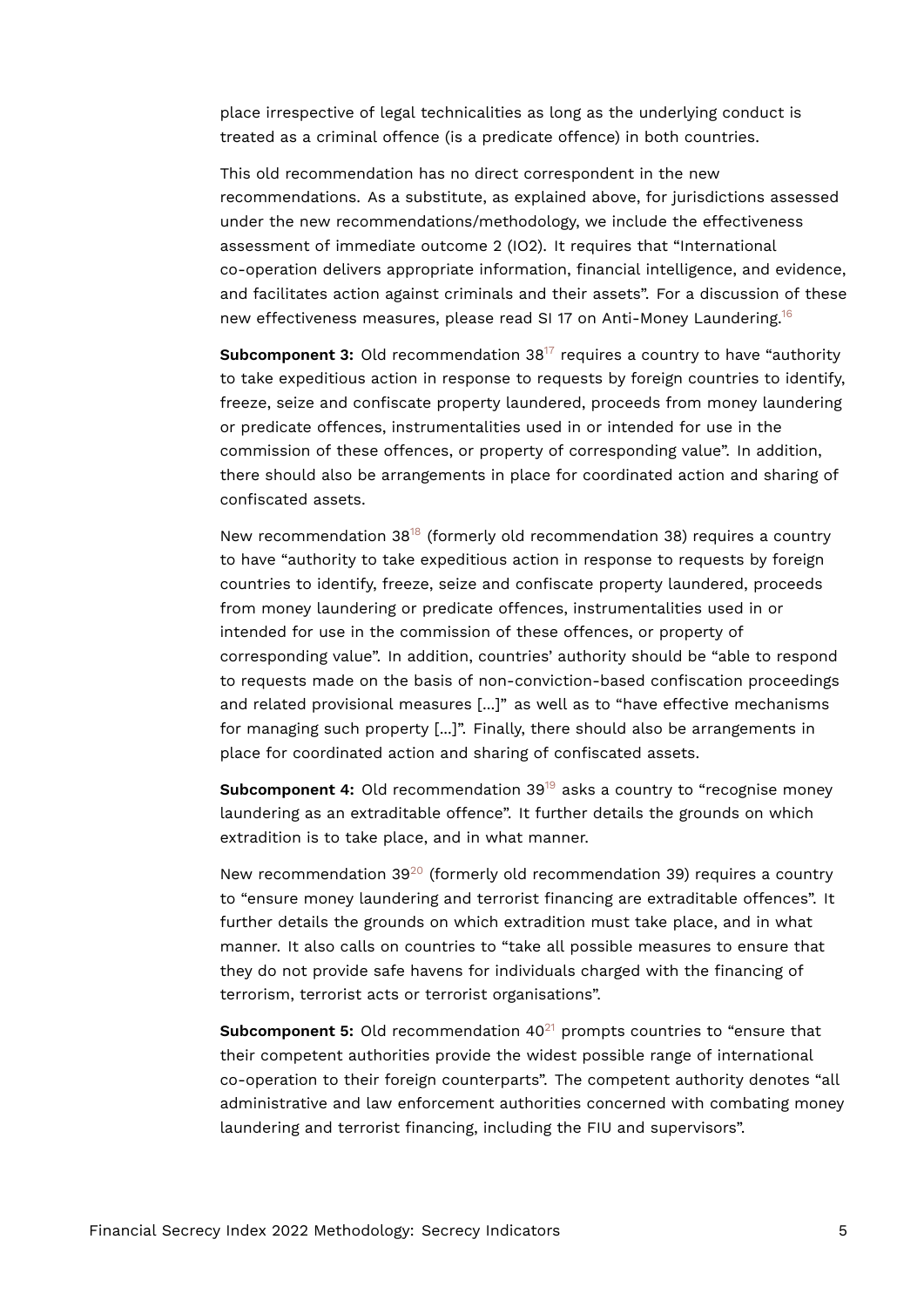place irrespective of legal technicalities as long as the underlying conduct is treated as a criminal offence (is a predicate offence) in both countries.

This old recommendation has no direct correspondent in the new recommendations. As a substitute, as explained above, for jurisdictions assessed under the new recommendations/methodology, we include the effectiveness assessment of immediate outcome 2 (IO2). It requires that "International co-operation delivers appropriate information, financial intelligence, and evidence, and facilitates action against criminals and their assets". For a discussion of these new effectiveness measures, please read SI 17 on Anti-Money Laundering.[16]

**Subcomponent 3:** Old recommendation 38[17] requires a country to have "authority to take expeditious action in response to requests by foreign countries to identify, freeze, seize and confiscate property laundered, proceeds from money laundering or predicate offences, instrumentalities used in or intended for use in the commission of these offences, or property of corresponding value". In addition, there should also be arrangements in place for coordinated action and sharing of confiscated assets.

New recommendation 38[18] (formerly old recommendation 38) requires a country to have "authority to take expeditious action in response to requests by foreign countries to identify, freeze, seize and confiscate property laundered, proceeds from money laundering or predicate offences, instrumentalities used in or intended for use in the commission of these offences, or property of corresponding value". In addition, countries' authority should be "able to respond to requests made on the basis of non-conviction-based confiscation proceedings and related provisional measures [...]" as well as to "have effective mechanisms for managing such property [...]". Finally, there should also be arrangements in place for coordinated action and sharing of confiscated assets.

**Subcomponent 4:** Old recommendation 39[19] asks a country to "recognise money laundering as an extraditable offence". It further details the grounds on which extradition is to take place, and in what manner.

New recommendation 39[20] (formerly old recommendation 39) requires a country to "ensure money laundering and terrorist financing are extraditable offences". It further details the grounds on which extradition must take place, and in what manner. It also calls on countries to "take all possible measures to ensure that they do not provide safe havens for individuals charged with the financing of terrorism, terrorist acts or terrorist organisations".

**Subcomponent 5:** Old recommendation 40[21] prompts countries to "ensure that their competent authorities provide the widest possible range of international co-operation to their foreign counterparts". The competent authority denotes "all administrative and law enforcement authorities concerned with combating money laundering and terrorist financing, including the FIU and supervisors".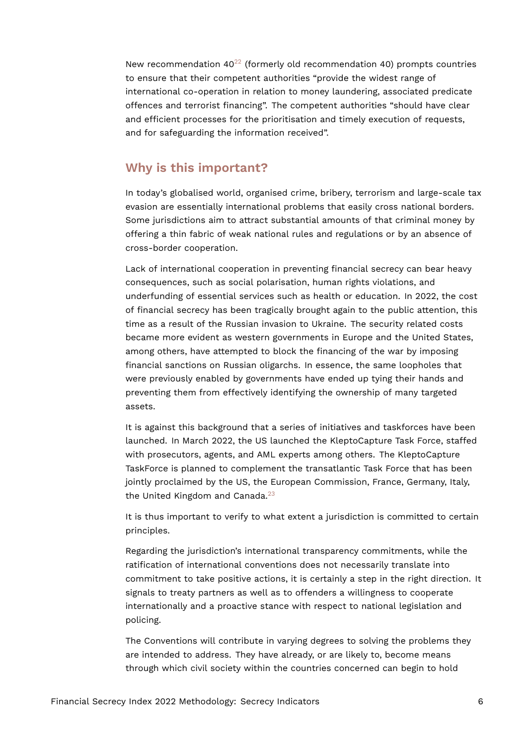New recommendation 40[22] (formerly old recommendation 40) prompts countries to ensure that their competent authorities “provide the widest range of international co-operation in relation to money laundering, associated predicate offences and terrorist financing”. The competent authorities “should have clear and efficient processes for the prioritisation and timely execution of requests, and for safeguarding the information received”.

## Why is this important?

In today’s globalised world, organised crime, bribery, terrorism and large-scale tax evasion are essentially international problems that easily cross national borders. Some jurisdictions aim to attract substantial amounts of that criminal money by offering a thin fabric of weak national rules and regulations or by an absence of cross-border cooperation.

Lack of international cooperation in preventing financial secrecy can bear heavy consequences, such as social polarisation, human rights violations, and underfunding of essential services such as health or education. In 2022, the cost of financial secrecy has been tragically brought again to the public attention, this time as a result of the Russian invasion to Ukraine. The security related costs became more evident as western governments in Europe and the United States, among others, have attempted to block the financing of the war by imposing financial sanctions on Russian oligarchs. In essence, the same loopholes that were previously enabled by governments have ended up tying their hands and preventing them from effectively identifying the ownership of many targeted assets.

It is against this background that a series of initiatives and taskforces have been launched. In March 2022, the US launched the KleptoCapture Task Force, staffed with prosecutors, agents, and AML experts among others. The KleptoCapture TaskForce is planned to complement the transatlantic Task Force that has been jointly proclaimed by the US, the European Commission, France, Germany, Italy, the United Kingdom and Canada.[23]

It is thus important to verify to what extent a jurisdiction is committed to certain principles.

Regarding the jurisdiction’s international transparency commitments, while the ratification of international conventions does not necessarily translate into commitment to take positive actions, it is certainly a step in the right direction. It signals to treaty partners as well as to offenders a willingness to cooperate internationally and a proactive stance with respect to national legislation and policing.

The Conventions will contribute in varying degrees to solving the problems they are intended to address. They have already, or are likely to, become means through which civil society within the countries concerned can begin to hold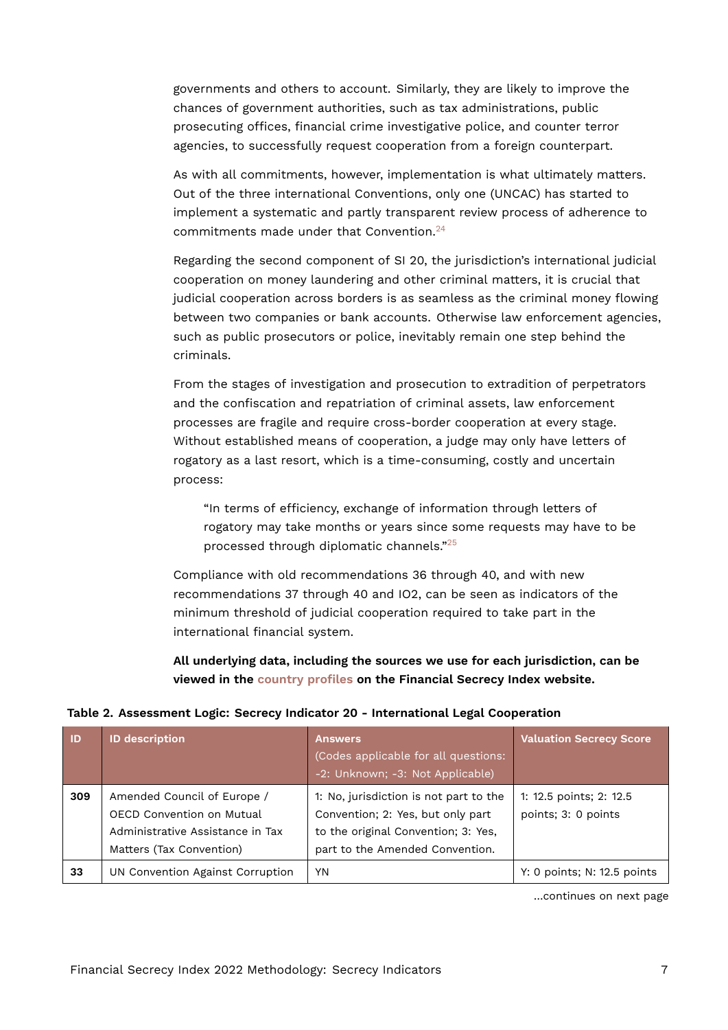governments and others to account. Similarly, they are likely to improve the chances of government authorities, such as tax administrations, public prosecuting offices, financial crime investigative police, and counter terror agencies, to successfully request cooperation from a foreign counterpart.

As with all commitments, however, implementation is what ultimately matters. Out of the three international Conventions, only one (UNCAC) has started to implement a systematic and partly transparent review process of adherence to commitments made under that Convention.[24]

Regarding the second component of SI 20, the jurisdiction's international judicial cooperation on money laundering and other criminal matters, it is crucial that judicial cooperation across borders is as seamless as the criminal money flowing between two companies or bank accounts. Otherwise law enforcement agencies, such as public prosecutors or police, inevitably remain one step behind the criminals.

From the stages of investigation and prosecution to extradition of perpetrators and the confiscation and repatriation of criminal assets, law enforcement processes are fragile and require cross-border cooperation at every stage. Without established means of cooperation, a judge may only have letters of rogatory as a last resort, which is a time-consuming, costly and uncertain process:

> "In terms of efficiency, exchange of information through letters of rogatory may take months or years since some requests may have to be processed through diplomatic channels."[25]

Compliance with old recommendations 36 through 40, and with new recommendations 37 through 40 and IO2, can be seen as indicators of the minimum threshold of judicial cooperation required to take part in the international financial system.

**All underlying data, including the sources we use for each jurisdiction, can be viewed in the country profiles on the Financial Secrecy Index website.**

**Table 2. Assessment Logic: Secrecy Indicator 20 - International Legal Cooperation**

| ID | ID description | Answers (Codes applicable for all questions: -2: Unknown; -3: Not Applicable) | Valuation Secrecy Score |
|---|---|---|---|
| 309 | Amended Council of Europe / OECD Convention on Mutual Administrative Assistance in Tax Matters (Tax Convention) | 1: No, jurisdiction is not part to the Convention; 2: Yes, but only part to the original Convention; 3: Yes, part to the Amended Convention. | 1: 12.5 points; 2: 12.5 points; 3: 0 points |
| 33 | UN Convention Against Corruption | YN | Y: 0 points; N: 12.5 points |

...continues on next page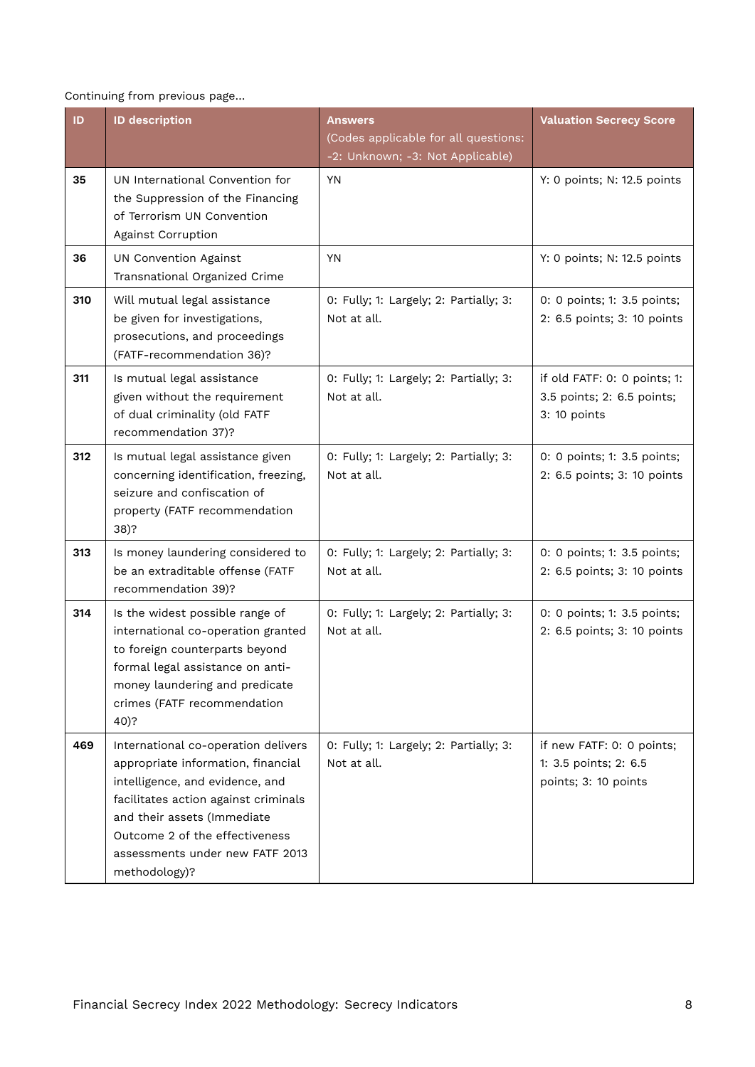Continuing from previous page...

| ID | ID description | Answers (Codes applicable for all questions: -2: Unknown; -3: Not Applicable) | Valuation Secrecy Score |
|---|---|---|---|
| 35 | UN International Convention for the Suppression of the Financing of Terrorism UN Convention Against Corruption | YN | Y: 0 points; N: 12.5 points |
| 36 | UN Convention Against Transnational Organized Crime | YN | Y: 0 points; N: 12.5 points |
| 310 | Will mutual legal assistance be given for investigations, prosecutions, and proceedings (FATF-recommendation 36)? | 0: Fully; 1: Largely; 2: Partially; 3: Not at all. | 0: 0 points; 1: 3.5 points; 2: 6.5 points; 3: 10 points |
| 311 | Is mutual legal assistance given without the requirement of dual criminality (old FATF recommendation 37)? | 0: Fully; 1: Largely; 2: Partially; 3: Not at all. | if old FATF: 0: 0 points; 1: 3.5 points; 2: 6.5 points; 3: 10 points |
| 312 | Is mutual legal assistance given concerning identification, freezing, seizure and confiscation of property (FATF recommendation 38)? | 0: Fully; 1: Largely; 2: Partially; 3: Not at all. | 0: 0 points; 1: 3.5 points; 2: 6.5 points; 3: 10 points |
| 313 | Is money laundering considered to be an extraditable offense (FATF recommendation 39)? | 0: Fully; 1: Largely; 2: Partially; 3: Not at all. | 0: 0 points; 1: 3.5 points; 2: 6.5 points; 3: 10 points |
| 314 | Is the widest possible range of international co-operation granted to foreign counterparts beyond formal legal assistance on anti-money laundering and predicate crimes (FATF recommendation 40)? | 0: Fully; 1: Largely; 2: Partially; 3: Not at all. | 0: 0 points; 1: 3.5 points; 2: 6.5 points; 3: 10 points |
| 469 | International co-operation delivers appropriate information, financial intelligence, and evidence, and facilitates action against criminals and their assets (Immediate Outcome 2 of the effectiveness assessments under new FATF 2013 methodology)? | 0: Fully; 1: Largely; 2: Partially; 3: Not at all. | if new FATF: 0: 0 points; 1: 3.5 points; 2: 6.5 points; 3: 10 points |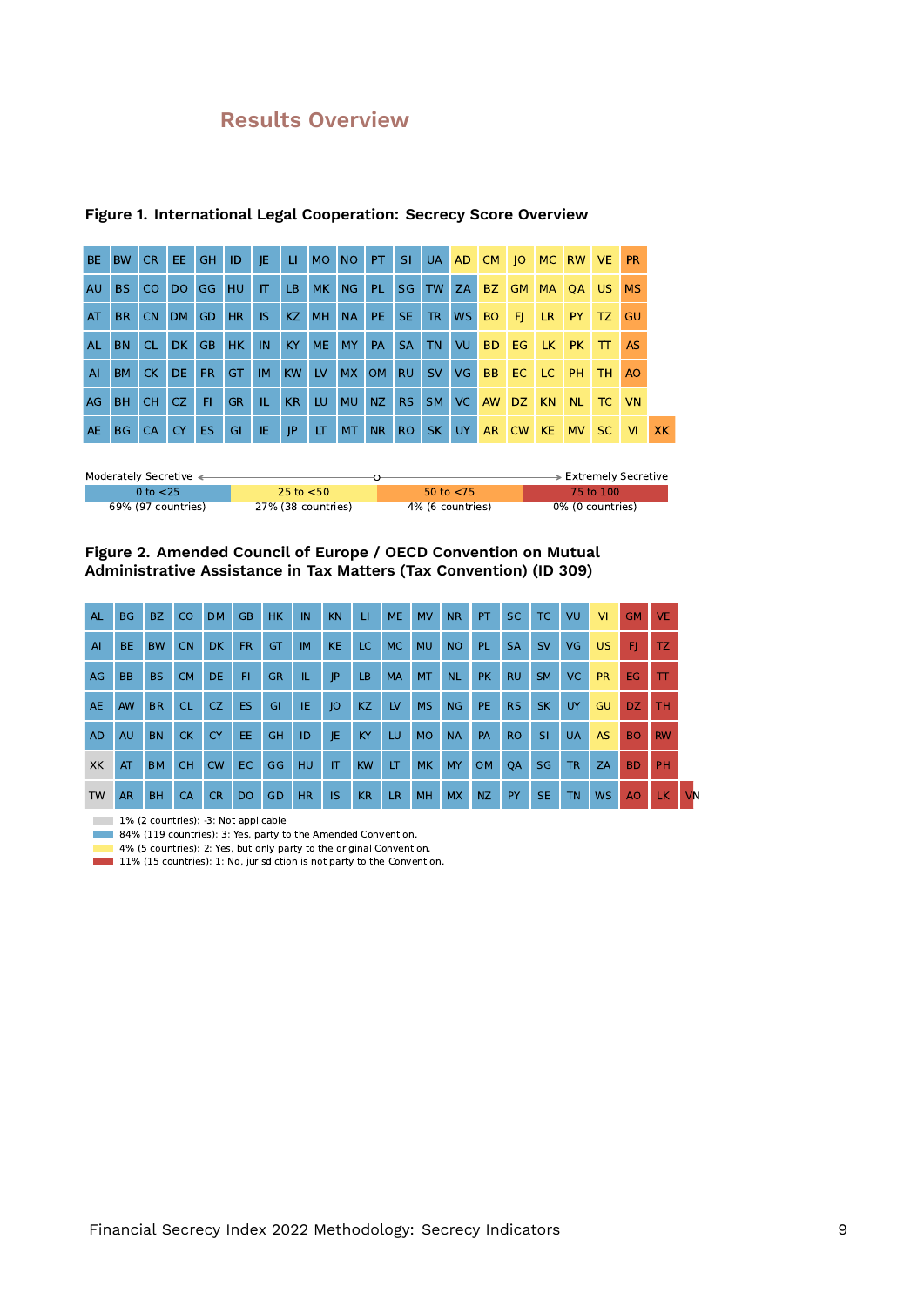## Results Overview

**Figure 1. International Legal Cooperation: Secrecy Score Overview**

| | | | | | | | | | | | | | | | | | | | | |
|---|---|---|---|---|---|---|---|---|---|---|---|---|---|---|---|---|---|---|---|---|
| BE | BW | CR | EE | GH | ID | JE | LI | MO | NO | PT | SI | UA | AD | CM | JO | MC | RW | VE | PR | |
| AU | BS | CO | DO | GG | HU | IT | LB | MK | NG | PL | SG | TW | ZA | BZ | GM | MA | QA | US | MS | |
| AT | BR | CN | DM | GD | HR | IS | KZ | MH | NA | PE | SE | TR | WS | BO | FJ | LR | PY | TZ | GU | |
| AL | BN | CL | DK | GB | HK | IN | KY | ME | MY | PA | SA | TN | VU | BD | EG | LK | PK | TT | AS | |
| AI | BM | CK | DE | FR | GT | IM | KW | LV | MX | OM | RU | SV | VG | BB | EC | LC | PH | TH | AO | |
| AG | BH | CH | CZ | FI | GR | IL | KR | LU | MU | NZ | RS | SM | VC | AW | DZ | KN | NL | TC | VN | |
| AE | BG | CA | CY | ES | GI | IE | JP | LT | MT | NR | RO | SK | UY | AR | CW | KE | MV | SC | VI | XK |

Moderately Secretive ← → Extremely Secretive

| 0 to <25 | 25 to <50 | 50 to <75 | 75 to 100 |
|---|---|---|---|
| 69% (97 countries) | 27% (38 countries) | 4% (6 countries) | 0% (0 countries) |

**Figure 2. Amended Council of Europe / OECD Convention on Mutual Administrative Assistance in Tax Matters (Tax Convention) (ID 309)**

| | | | | | | | | | | | | | | | | | | | | |
|---|---|---|---|---|---|---|---|---|---|---|---|---|---|---|---|---|---|---|---|---|
| AL | BG | BZ | CO | DM | GB | HK | IN | KN | LI | ME | MV | NR | PT | SC | TC | VU | VI | GM | VE | |
| AI | BE | BW | CN | DK | FR | GT | IM | KE | LC | MC | MU | NO | PL | SA | SV | VG | US | FJ | TZ | |
| AG | BB | BS | CM | DE | FI | GR | IL | JP | LB | MA | MT | NL | PK | RU | SM | VC | PR | EG | TT | |
| AE | AW | BR | CL | CZ | ES | GI | IE | JO | KZ | LV | MS | NG | PE | RS | SK | UY | GU | DZ | TH | |
| AD | AU | BN | CK | CY | EE | GH | ID | JE | KY | LU | MO | NA | PA | RO | SI | UA | AS | BO | RW | |
| XK | AT | BM | CH | CW | EC | GG | HU | IT | KW | LT | MK | MY | OM | QA | SG | TR | ZA | BD | PH | |
| TW | AR | BH | CA | CR | DO | GD | HR | IS | KR | LR | MH | MX | NZ | PY | SE | TN | WS | AO | LK | VN |

- 1% (2 countries): -3: Not applicable
- 84% (119 countries): 3: Yes, party to the Amended Convention.
- 4% (5 countries): 2: Yes, but only party to the original Convention.
- 11% (15 countries): 1: No, jurisdiction is not party to the Convention.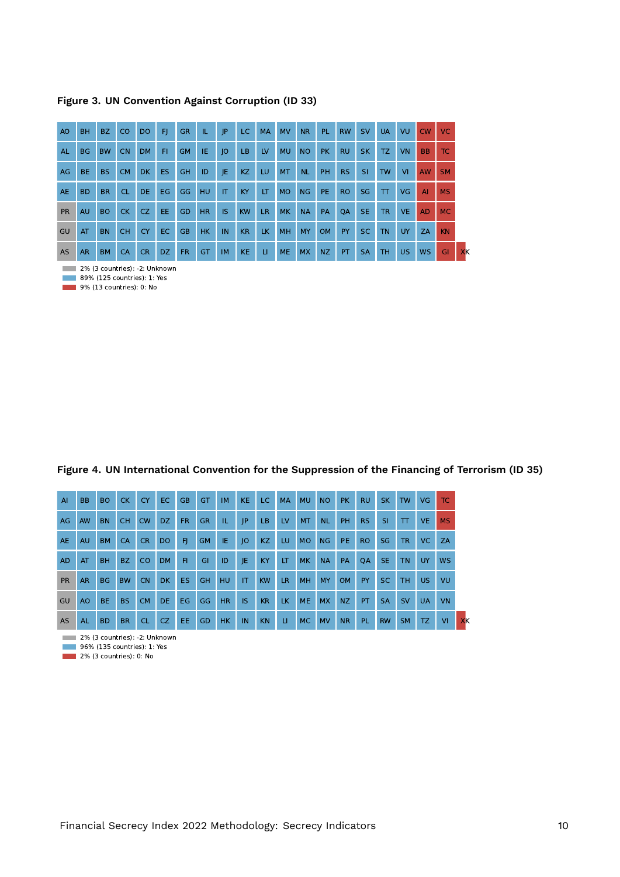**Figure 3. UN Convention Against Corruption (ID 33)**

| | | | | | | | | | | | | | | | | | | | | |
|---|---|---|---|---|---|---|---|---|---|---|---|---|---|---|---|---|---|---|---|---|
| AO | BH | BZ | CO | DO | FJ | GR | IL | JP | LC | MA | MV | NR | PL | RW | SV | UA | VU | CW | VC | |
| AL | BG | BW | CN | DM | FI | GM | IE | JO | LB | LV | MU | NO | PK | RU | SK | TZ | VN | BB | TC | |
| AG | BE | BS | CM | DK | ES | GH | ID | JE | KZ | LU | MT | NL | PH | RS | SI | TW | VI | AW | SM | |
| AE | BD | BR | CL | DE | EG | GG | HU | IT | KY | LT | MO | NG | PE | RO | SG | TT | VG | AI | MS | |
| PR | AU | BO | CK | CZ | EE | GD | HR | IS | KW | LR | MK | NA | PA | QA | SE | TR | VE | AD | MC | |
| GU | AT | BN | CH | CY | EC | GB | HK | IN | KR | LK | MH | MY | OM | PY | SC | TN | UY | ZA | KN | |
| AS | AR | BM | CA | CR | DZ | FR | GT | IM | KE | LI | ME | MX | NZ | PT | SA | TH | US | WS | GI | XK |

2% (3 countries): -2: Unknown
89% (125 countries): 1: Yes
9% (13 countries): 0: No

**Figure 4. UN International Convention for the Suppression of the Financing of Terrorism (ID 35)**

| | | | | | | | | | | | | | | | | | | | | |
|---|---|---|---|---|---|---|---|---|---|---|---|---|---|---|---|---|---|---|---|---|
| AI | BB | BO | CK | CY | EC | GB | GT | IM | KE | LC | MA | MU | NO | PK | RU | SK | TW | VG | TC | |
| AG | AW | BN | CH | CW | DZ | FR | GR | IL | JP | LB | LV | MT | NL | PH | RS | SI | TT | VE | MS | |
| AE | AU | BM | CA | CR | DO | FJ | GM | IE | JO | KZ | LU | MO | NG | PE | RO | SG | TR | VC | ZA | |
| AD | AT | BH | BZ | CO | DM | FI | GI | ID | JE | KY | LT | MK | NA | PA | QA | SE | TN | UY | WS | |
| PR | AR | BG | BW | CN | DK | ES | GH | HU | IT | KW | LR | MH | MY | OM | PY | SC | TH | US | VU | |
| GU | AO | BE | BS | CM | DE | EG | GG | HR | IS | KR | LK | ME | MX | NZ | PT | SA | SV | UA | VN | |
| AS | AL | BD | BR | CL | CZ | EE | GD | HK | IN | KN | LI | MC | MV | NR | PL | RW | SM | TZ | VI | XK |

2% (3 countries): -2: Unknown
96% (135 countries): 1: Yes
2% (3 countries): 0: No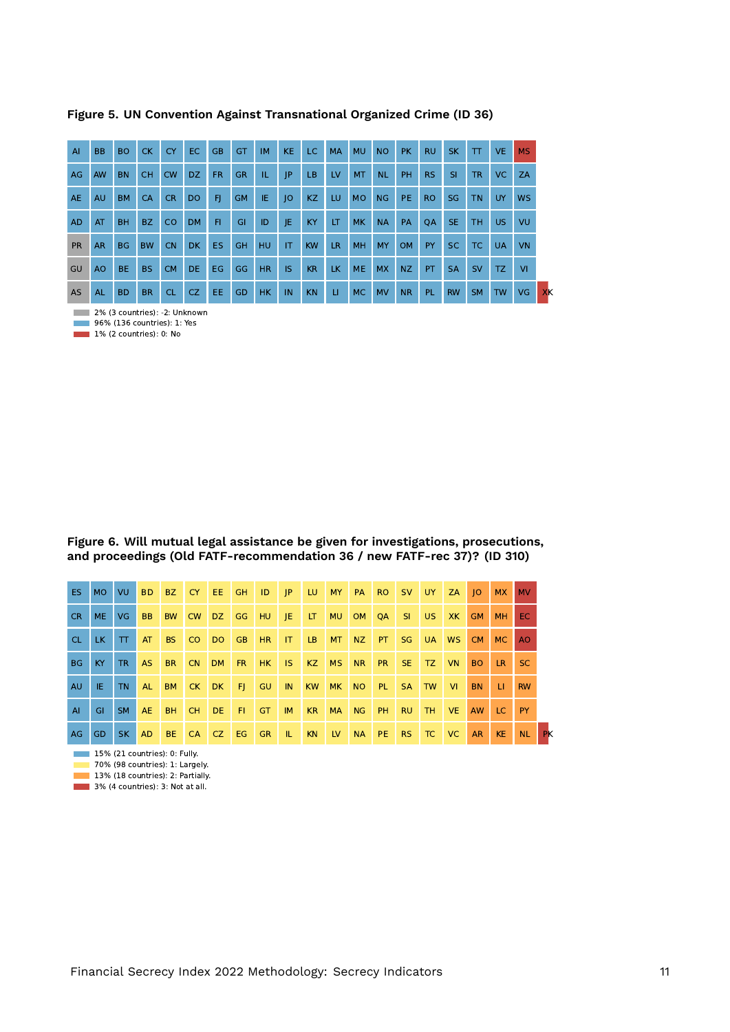**Figure 5. UN Convention Against Transnational Organized Crime (ID 36)**

| | | | | | | | | | | | | | | | | | | | |
|---|---|---|---|---|---|---|---|---|---|---|---|---|---|---|---|---|---|---|---|
| AI | BB | BO | CK | CY | EC | GB | GT | IM | KE | LC | MA | MU | NO | PK | RU | SK | TT | VE | MS |
| AG | AW | BN | CH | CW | DZ | FR | GR | IL | JP | LB | LV | MT | NL | PH | RS | SI | TR | VC | ZA |
| AE | AU | BM | CA | CR | DO | FJ | GM | IE | JO | KZ | LU | MO | NG | PE | RO | SG | TN | UY | WS |
| AD | AT | BH | BZ | CO | DM | FI | GI | ID | JE | KY | LT | MK | NA | PA | QA | SE | TH | US | VU |
| PR | AR | BG | BW | CN | DK | ES | GH | HU | IT | KW | LR | MH | MY | OM | PY | SC | TC | UA | VN |
| GU | AO | BE | BS | CM | DE | EG | GG | HR | IS | KR | LK | ME | MX | NZ | PT | SA | SV | TZ | VI |
| AS | AL | BD | BR | CL | CZ | EE | GD | HK | IN | KN | LI | MC | MV | NR | PL | RW | SM | TW | VG | XK |

- 2% (3 countries): -2: Unknown
- 96% (136 countries): 1: Yes
- 1% (2 countries): 0: No

**Figure 6. Will mutual legal assistance be given for investigations, prosecutions, and proceedings (Old FATF-recommendation 36 / new FATF-rec 37)? (ID 310)**

| | | | | | | | | | | | | | | | | | | | |
|---|---|---|---|---|---|---|---|---|---|---|---|---|---|---|---|---|---|---|---|
| ES | MO | VU | BD | BZ | CY | EE | GH | ID | JP | LU | MY | PA | RO | SV | UY | ZA | JO | MX | MV |
| CR | ME | VG | BB | BW | CW | DZ | GG | HU | JE | LT | MU | OM | QA | SI | US | XK | GM | MH | EC |
| CL | LK | TT | AT | BS | CO | DO | GB | HR | IT | LB | MT | NZ | PT | SG | UA | WS | CM | MC | AO |
| BG | KY | TR | AS | BR | CN | DM | FR | HK | IS | KZ | MS | NR | PR | SE | TZ | VN | BO | LR | SC |
| AU | IE | TN | AL | BM | CK | DK | FJ | GU | IN | KW | MK | NO | PL | SA | TW | VI | BN | LI | RW |
| AI | GI | SM | AE | BH | CH | DE | FI | GT | IM | KR | MA | NG | PH | RU | TH | VE | AW | LC | PY |
| AG | GD | SK | AD | BE | CA | CZ | EG | GR | IL | KN | LV | NA | PE | RS | TC | VC | AR | KE | NL | PK |

- 15% (21 countries): 0: Fully.
- 70% (98 countries): 1: Largely.
- 13% (18 countries): 2: Partially.
- 3% (4 countries): 3: Not at all.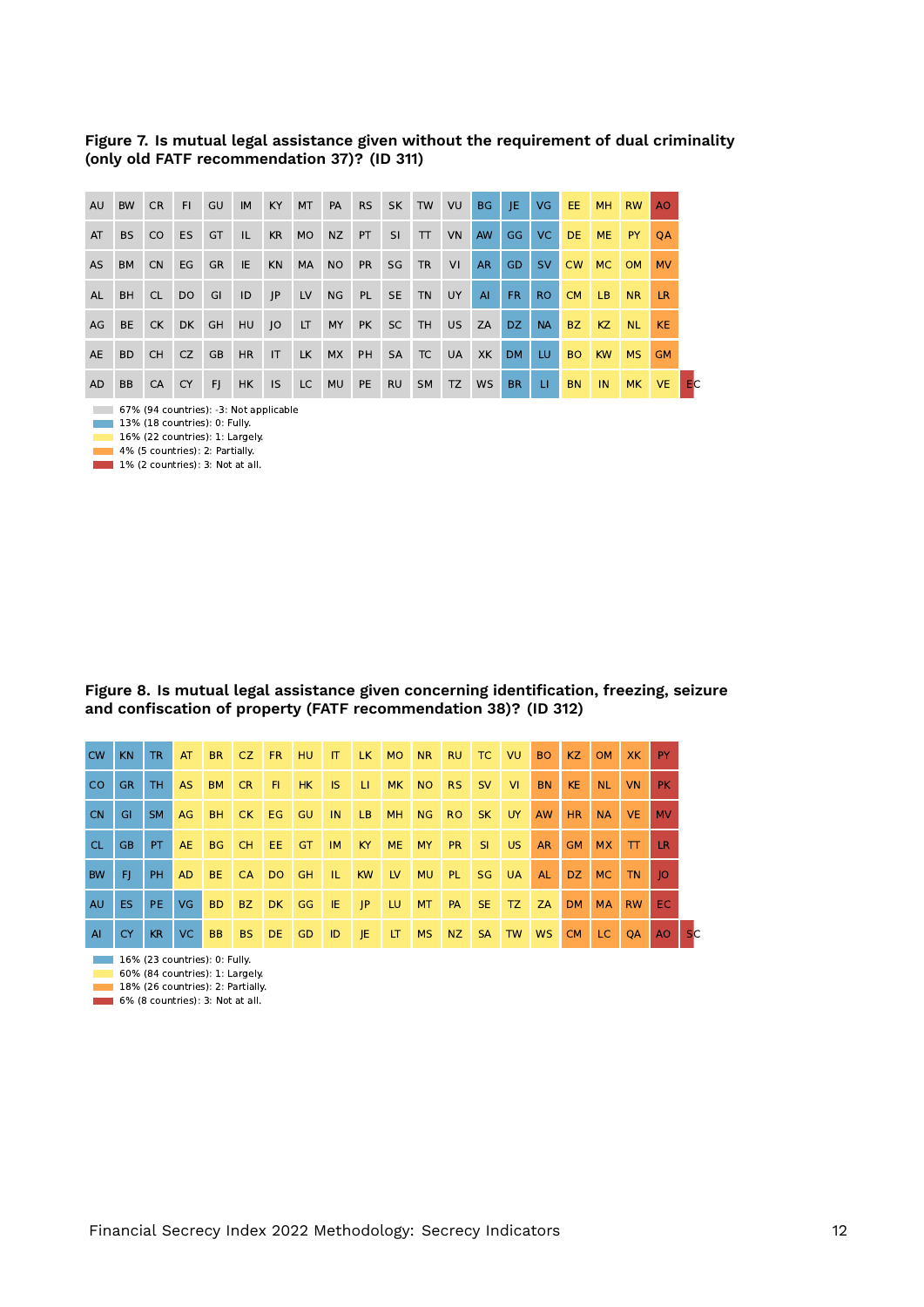**Figure 7. Is mutual legal assistance given without the requirement of dual criminality (only old FATF recommendation 37)? (ID 311)**

| AU | BW | CR | FI | GU | IM | KY | MT | PA | RS | SK | TW | VU | BG | JE | VG | EE | MH | RW | AO | |
|---|---|---|---|---|---|---|---|---|---|---|---|---|---|---|---|---|---|---|---|---|
| AT | BS | CO | ES | GT | IL | KR | MO | NZ | PT | SI | TT | VN | AW | GG | VC | DE | ME | PY | QA | |
| AS | BM | CN | EG | GR | IE | KN | MA | NO | PR | SG | TR | VI | AR | GD | SV | CW | MC | OM | MV | |
| AL | BH | CL | DO | GI | ID | JP | LV | NG | PL | SE | TN | UY | AI | FR | RO | CM | LB | NR | LR | |
| AG | BE | CK | DK | GH | HU | JO | LT | MY | PK | SC | TH | US | ZA | DZ | NA | BZ | KZ | NL | KE | |
| AE | BD | CH | CZ | GB | HR | IT | LK | MX | PH | SA | TC | UA | XK | DM | LU | BO | KW | MS | GM | |
| AD | BB | CA | CY | FJ | HK | IS | LC | MU | PE | RU | SM | TZ | WS | BR | LI | BN | IN | MK | VE | EC |

- 67% (94 countries): -3: Not applicable
- 13% (18 countries): 0: Fully.
- 16% (22 countries): 1: Largely.
- 4% (5 countries): 2: Partially.
- 1% (2 countries): 3: Not at all.

**Figure 8. Is mutual legal assistance given concerning identification, freezing, seizure and confiscation of property (FATF recommendation 38)? (ID 312)**

| CW | KN | TR | AT | BR | CZ | FR | HU | IT | LK | MO | NR | RU | TC | VU | BO | KZ | OM | XK | PY | |
|---|---|---|---|---|---|---|---|---|---|---|---|---|---|---|---|---|---|---|---|---|
| CO | GR | TH | AS | BM | CR | FI | HK | IS | LI | MK | NO | RS | SV | VI | BN | KE | NL | VN | PK | |
| CN | GI | SM | AG | BH | CK | EG | GU | IN | LB | MH | NG | RO | SK | UY | AW | HR | NA | VE | MV | |
| CL | GB | PT | AE | BG | CH | EE | GT | IM | KY | ME | MY | PR | SI | US | AR | GM | MX | TT | LR | |
| BW | FJ | PH | AD | BE | CA | DO | GH | IL | KW | LV | MU | PL | SG | UA | AL | DZ | MC | TN | JO | |
| AU | ES | PE | VG | BD | BZ | DK | GG | IE | JP | LU | MT | PA | SE | TZ | ZA | DM | MA | RW | EC | |
| AI | CY | KR | VC | BB | BS | DE | GD | ID | JE | LT | MS | NZ | SA | TW | WS | CM | LC | QA | AO | SC |

- 16% (23 countries): 0: Fully.
- 60% (84 countries): 1: Largely.
- 18% (26 countries): 2: Partially.
- 6% (8 countries): 3: Not at all.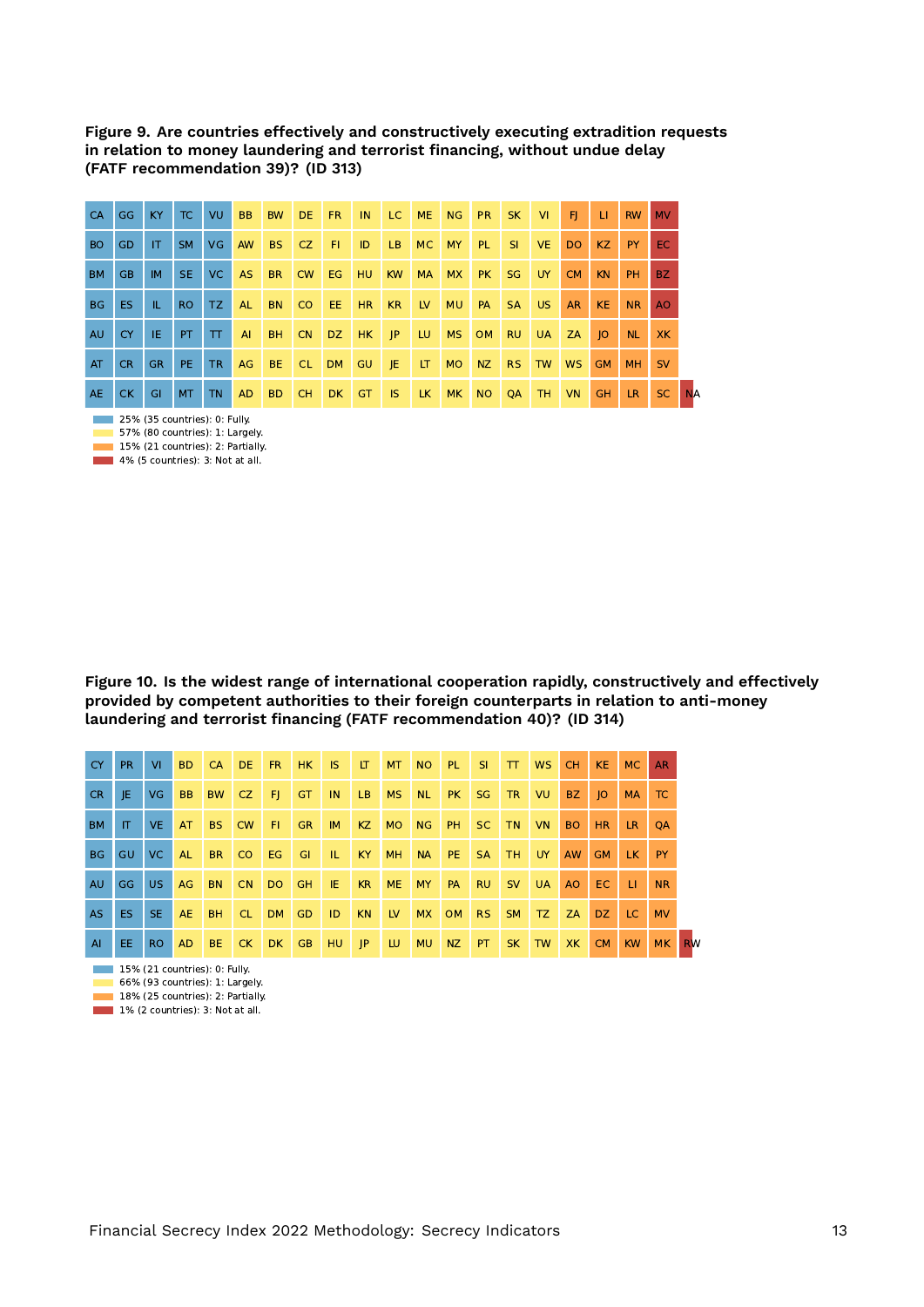**Figure 9. Are countries effectively and constructively executing extradition requests in relation to money laundering and terrorist financing, without undue delay (FATF recommendation 39)? (ID 313)**

| | | | | | | | | | | | | | | | | | | | |
|---|---|---|---|---|---|---|---|---|---|---|---|---|---|---|---|---|---|---|---|
| CA | GG | KY | TC | VU | BB | BW | DE | FR | IN | LC | ME | NG | PR | SK | VI | FJ | LI | RW | MV |
| BO | GD | IT | SM | VG | AW | BS | CZ | FI | ID | LB | MC | MY | PL | SI | VE | DO | KZ | PY | EC |
| BM | GB | IM | SE | VC | AS | BR | CW | EG | HU | KW | MA | MX | PK | SG | UY | CM | KN | PH | BZ |
| BG | ES | IL | RO | TZ | AL | BN | CO | EE | HR | KR | LV | MU | PA | SA | US | AR | KE | NR | AO |
| AU | CY | IE | PT | TT | AI | BH | CN | DZ | HK | JP | LU | MS | OM | RU | UA | ZA | JO | NL | XK |
| AT | CR | GR | PE | TR | AG | BE | CL | DM | GU | JE | LT | MO | NZ | RS | TW | WS | GM | MH | SV |
| AE | CK | GI | MT | TN | AD | BD | CH | DK | GT | IS | LK | MK | NO | QA | TH | VN | GH | LR | SC | NA |

- 25% (35 countries): 0: Fully.
- 57% (80 countries): 1: Largely.
- 15% (21 countries): 2: Partially.
- 4% (5 countries): 3: Not at all.

**Figure 10. Is the widest range of international cooperation rapidly, constructively and effectively provided by competent authorities to their foreign counterparts in relation to anti-money laundering and terrorist financing (FATF recommendation 40)? (ID 314)**

| | | | | | | | | | | | | | | | | | | | |
|---|---|---|---|---|---|---|---|---|---|---|---|---|---|---|---|---|---|---|---|
| CY | PR | VI | BD | CA | DE | FR | HK | IS | LT | MT | NO | PL | SI | TT | WS | CH | KE | MC | AR |
| CR | JE | VG | BB | BW | CZ | FJ | GT | IN | LB | MS | NL | PK | SG | TR | VU | BZ | JO | MA | TC |
| BM | IT | VE | AT | BS | CW | FI | GR | IM | KZ | MO | NG | PH | SC | TN | VN | BO | HR | LR | QA |
| BG | GU | VC | AL | BR | CO | EG | GI | IL | KY | MH | NA | PE | SA | TH | UY | AW | GM | LK | PY |
| AU | GG | US | AG | BN | CN | DO | GH | IE | KR | ME | MY | PA | RU | SV | UA | AO | EC | LI | NR |
| AS | ES | SE | AE | BH | CL | DM | GD | ID | KN | LV | MX | OM | RS | SM | TZ | ZA | DZ | LC | MV |
| AI | EE | RO | AD | BE | CK | DK | GB | HU | JP | LU | MU | NZ | PT | SK | TW | XK | CM | KW | MK | RW |

- 15% (21 countries): 0: Fully.
- 66% (93 countries): 1: Largely.
- 18% (25 countries): 2: Partially.
- 1% (2 countries): 3: Not at all.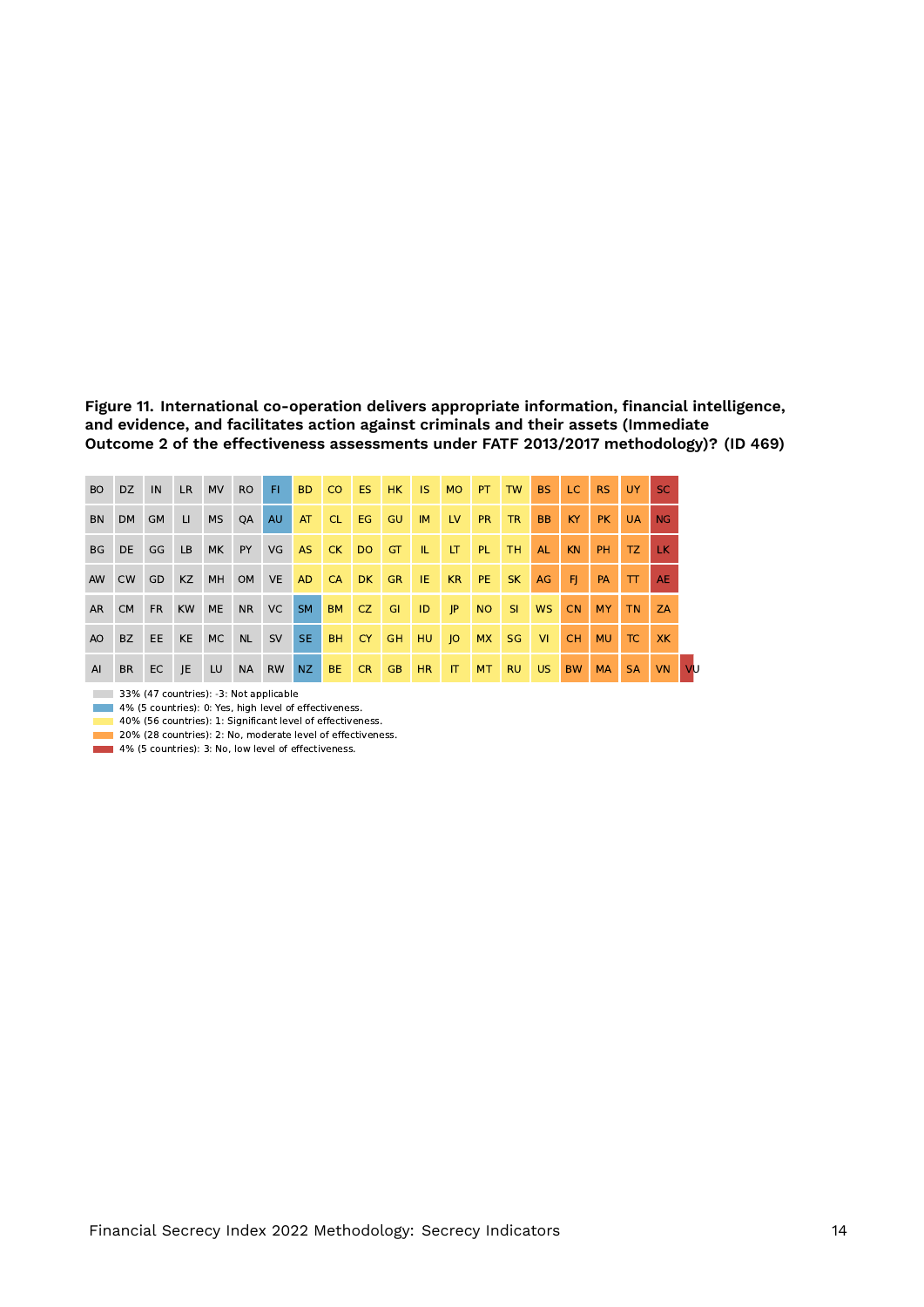**Figure 11. International co-operation delivers appropriate information, financial intelligence, and evidence, and facilitates action against criminals and their assets (Immediate Outcome 2 of the effectiveness assessments under FATF 2013/2017 methodology)? (ID 469)**

| | | | | | | | | | | | | | | | | | | | | |
|---|---|---|---|---|---|---|---|---|---|---|---|---|---|---|---|---|---|---|---|---|
| BO | DZ | IN | LR | MV | RO | FI | BD | CO | ES | HK | IS | MO | PT | TW | BS | LC | RS | UY | SC | |
| BN | DM | GM | LI | MS | QA | AU | AT | CL | EG | GU | IM | LV | PR | TR | BB | KY | PK | UA | NG | |
| BG | DE | GG | LB | MK | PY | VG | AS | CK | DO | GT | IL | LT | PL | TH | AL | KN | PH | TZ | LK | |
| AW | CW | GD | KZ | MH | OM | VE | AD | CA | DK | GR | IE | KR | PE | SK | AG | FJ | PA | TT | AE | |
| AR | CM | FR | KW | ME | NR | VC | SM | BM | CZ | GI | ID | JP | NO | SI | WS | CN | MY | TN | ZA | |
| AO | BZ | EE | KE | MC | NL | SV | SE | BH | CY | GH | HU | JO | MX | SG | VI | CH | MU | TC | XK | |
| AI | BR | EC | JE | LU | NA | RW | NZ | BE | CR | GB | HR | IT | MT | RU | US | BW | MA | SA | VN | VU |

- 33% (47 countries): -3: Not applicable
- 4% (5 countries): 0: Yes, high level of effectiveness.
- 40% (56 countries): 1: Significant level of effectiveness.
- 20% (28 countries): 2: No, moderate level of effectiveness.
- 4% (5 countries): 3: No, low level of effectiveness.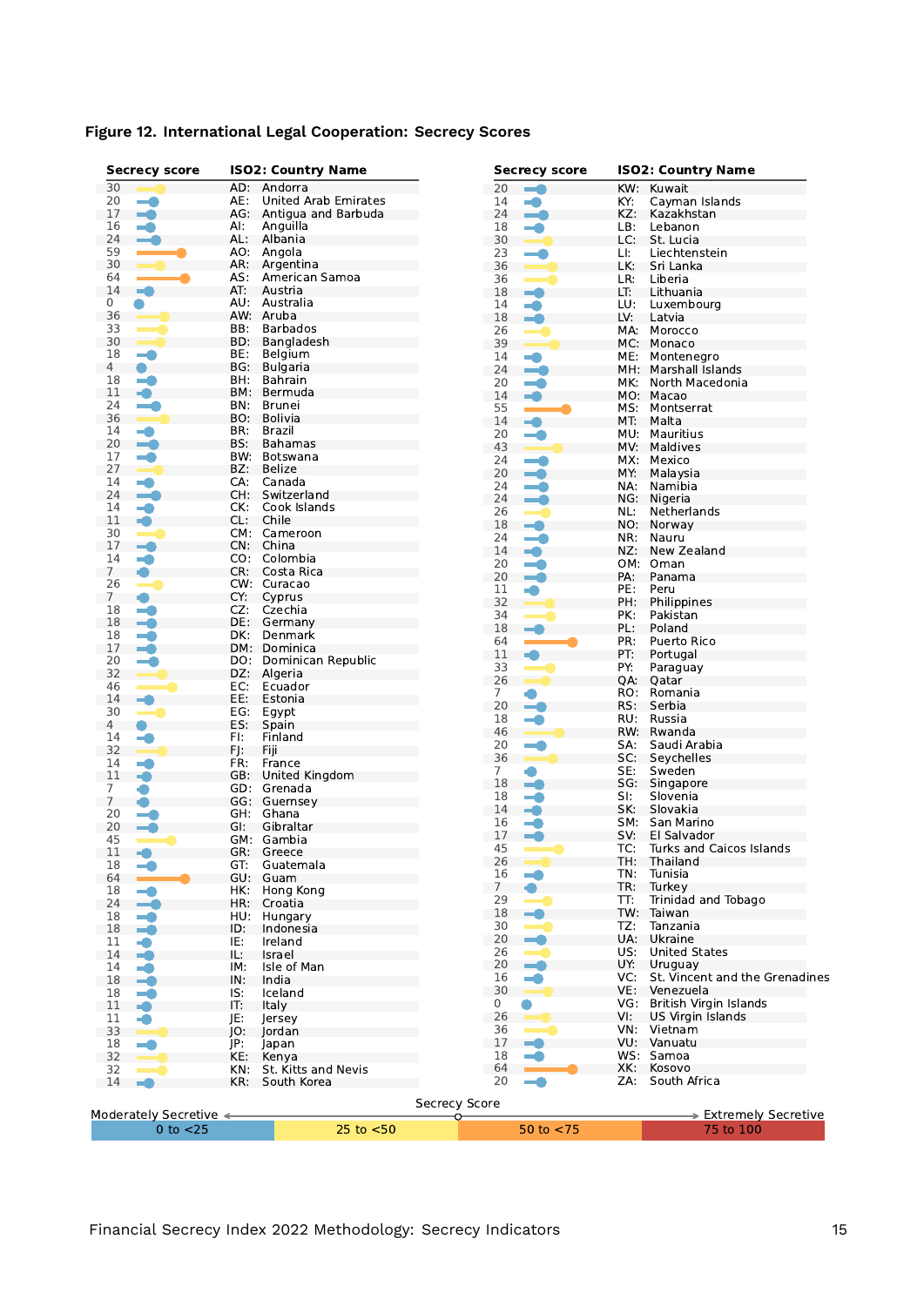**Figure 12. International Legal Cooperation: Secrecy Scores**

| Secrecy score | ISO2: Country Name |
|---|---|
| 30 | AD: Andorra |
| 20 | AE: United Arab Emirates |
| 17 | AG: Antigua and Barbuda |
| 16 | AI: Anguilla |
| 24 | AL: Albania |
| 59 | AO: Angola |
| 30 | AR: Argentina |
| 64 | AS: American Samoa |
| 14 | AT: Austria |
| 0 | AU: Australia |
| 36 | AW: Aruba |
| 33 | BB: Barbados |
| 30 | BD: Bangladesh |
| 18 | BE: Belgium |
| 4 | BG: Bulgaria |
| 18 | BH: Bahrain |
| 11 | BM: Bermuda |
| 24 | BN: Brunei |
| 36 | BO: Bolivia |
| 14 | BR: Brazil |
| 20 | BS: Bahamas |
| 17 | BW: Botswana |
| 27 | BZ: Belize |
| 14 | CA: Canada |
| 24 | CH: Switzerland |
| 14 | CK: Cook Islands |
| 11 | CL: Chile |
| 30 | CM: Cameroon |
| 17 | CN: China |
| 14 | CO: Colombia |
| 7 | CR: Costa Rica |
| 26 | CW: Curacao |
| 7 | CY: Cyprus |
| 18 | CZ: Czechia |
| 18 | DE: Germany |
| 18 | DK: Denmark |
| 17 | DM: Dominica |
| 20 | DO: Dominican Republic |
| 32 | DZ: Algeria |
| 46 | EC: Ecuador |
| 14 | EE: Estonia |
| 30 | EG: Egypt |
| 4 | ES: Spain |
| 14 | FI: Finland |
| 32 | FJ: Fiji |
| 14 | FR: France |
| 11 | GB: United Kingdom |
| 7 | GD: Grenada |
| 7 | GG: Guernsey |
| 20 | GH: Ghana |
| 20 | GI: Gibraltar |
| 45 | GM: Gambia |
| 11 | GR: Greece |
| 18 | GT: Guatemala |
| 64 | GU: Guam |
| 18 | HK: Hong Kong |
| 24 | HR: Croatia |
| 18 | HU: Hungary |
| 18 | ID: Indonesia |
| 11 | IE: Ireland |
| 14 | IL: Israel |
| 14 | IM: Isle of Man |
| 18 | IN: India |
| 18 | IS: Iceland |
| 11 | IT: Italy |
| 11 | JE: Jersey |
| 33 | JO: Jordan |
| 18 | JP: Japan |
| 32 | KE: Kenya |
| 32 | KN: St. Kitts and Nevis |
| 14 | KR: South Korea |
| 20 | KW: Kuwait |
| 14 | KY: Cayman Islands |
| 24 | KZ: Kazakhstan |
| 18 | LB: Lebanon |
| 30 | LC: St. Lucia |
| 23 | LI: Liechtenstein |
| 36 | LK: Sri Lanka |
| 36 | LR: Liberia |
| 18 | LT: Lithuania |
| 14 | LU: Luxembourg |
| 18 | LV: Latvia |
| 26 | MA: Morocco |
| 39 | MC: Monaco |
| 14 | ME: Montenegro |
| 24 | MH: Marshall Islands |
| 20 | MK: North Macedonia |
| 14 | MO: Macao |
| 55 | MS: Montserrat |
| 14 | MT: Malta |
| 20 | MU: Mauritius |
| 43 | MV: Maldives |
| 24 | MX: Mexico |
| 20 | MY: Malaysia |
| 24 | NA: Namibia |
| 24 | NG: Nigeria |
| 26 | NL: Netherlands |
| 18 | NO: Norway |
| 24 | NR: Nauru |
| 14 | NZ: New Zealand |
| 20 | OM: Oman |
| 20 | PA: Panama |
| 11 | PE: Peru |
| 32 | PH: Philippines |
| 34 | PK: Pakistan |
| 18 | PL: Poland |
| 64 | PR: Puerto Rico |
| 11 | PT: Portugal |
| 33 | PY: Paraguay |
| 26 | QA: Qatar |
| 7 | RO: Romania |
| 20 | RS: Serbia |
| 18 | RU: Russia |
| 46 | RW: Rwanda |
| 20 | SA: Saudi Arabia |
| 36 | SC: Seychelles |
| 7 | SE: Sweden |
| 18 | SG: Singapore |
| 18 | SI: Slovenia |
| 14 | SK: Slovakia |
| 16 | SM: San Marino |
| 17 | SV: El Salvador |
| 45 | TC: Turks and Caicos Islands |
| 26 | TH: Thailand |
| 16 | TN: Tunisia |
| 7 | TR: Turkey |
| 29 | TT: Trinidad and Tobago |
| 18 | TW: Taiwan |
| 30 | TZ: Tanzania |
| 20 | UA: Ukraine |
| 26 | US: United States |
| 20 | UY: Uruguay |
| 16 | VC: St. Vincent and the Grenadines |
| 30 | VE: Venezuela |
| 0 | VG: British Virgin Islands |
| 26 | VI: US Virgin Islands |
| 36 | VN: Vietnam |
| 17 | VU: Vanuatu |
| 18 | WS: Samoa |
| 64 | XK: Kosovo |
| 20 | ZA: South Africa |

Secrecy Score: Moderately Secretive ← → Extremely Secretive

| 0 to <25 | 25 to <50 | 50 to <75 | 75 to 100 |
|---|---|---|---|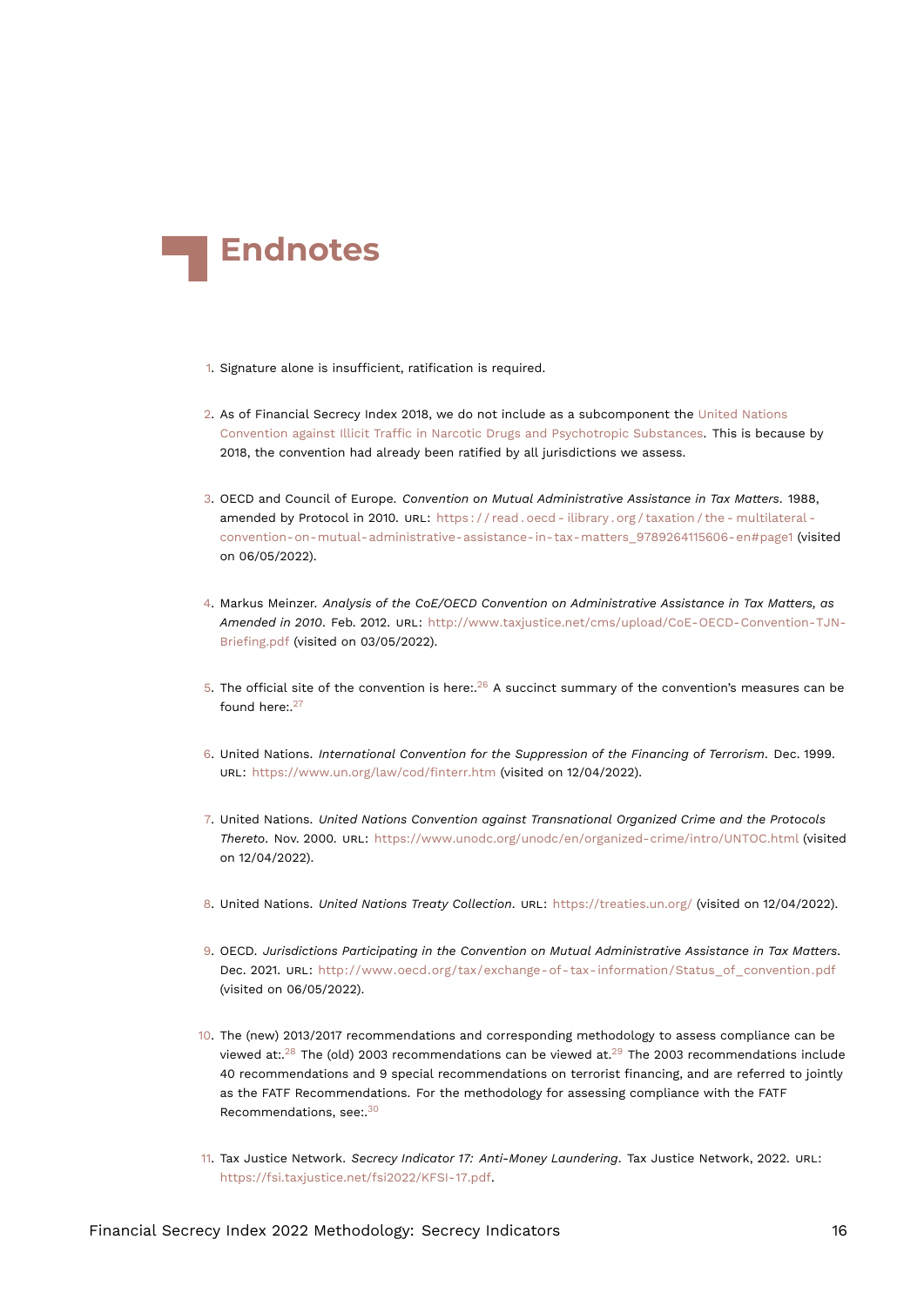# Endnotes

1. Signature alone is insufficient, ratification is required.

2. As of Financial Secrecy Index 2018, we do not include as a subcomponent the United Nations Convention against Illicit Traffic in Narcotic Drugs and Psychotropic Substances. This is because by 2018, the convention had already been ratified by all jurisdictions we assess.

3. OECD and Council of Europe. *Convention on Mutual Administrative Assistance in Tax Matters*. 1988, amended by Protocol in 2010. URL: https://read.oecd-ilibrary.org/taxation/the-multilateral-convention-on-mutual-administrative-assistance-in-tax-matters_9789264115606-en#page1 (visited on 06/05/2022).

4. Markus Meinzer. *Analysis of the CoE/OECD Convention on Administrative Assistance in Tax Matters, as Amended in 2010*. Feb. 2012. URL: http://www.taxjustice.net/cms/upload/CoE-OECD-Convention-TJN-Briefing.pdf (visited on 03/05/2022).

5. The official site of the convention is here:.[26] A succinct summary of the convention's measures can be found here:.[27]

6. United Nations. *International Convention for the Suppression of the Financing of Terrorism*. Dec. 1999. URL: https://www.un.org/law/cod/finterr.htm (visited on 12/04/2022).

7. United Nations. *United Nations Convention against Transnational Organized Crime and the Protocols Thereto*. Nov. 2000. URL: https://www.unodc.org/unodc/en/organized-crime/intro/UNTOC.html (visited on 12/04/2022).

8. United Nations. *United Nations Treaty Collection*. URL: https://treaties.un.org/ (visited on 12/04/2022).

9. OECD. *Jurisdictions Participating in the Convention on Mutual Administrative Assistance in Tax Matters*. Dec. 2021. URL: http://www.oecd.org/tax/exchange-of-tax-information/Status_of_convention.pdf (visited on 06/05/2022).

10. The (new) 2013/2017 recommendations and corresponding methodology to assess compliance can be viewed at:.[28] The (old) 2003 recommendations can be viewed at.[29] The 2003 recommendations include 40 recommendations and 9 special recommendations on terrorist financing, and are referred to jointly as the FATF Recommendations. For the methodology for assessing compliance with the FATF Recommendations, see:.[30]

11. Tax Justice Network. *Secrecy Indicator 17: Anti-Money Laundering*. Tax Justice Network, 2022. URL: https://fsi.taxjustice.net/fsi2022/KFSI-17.pdf.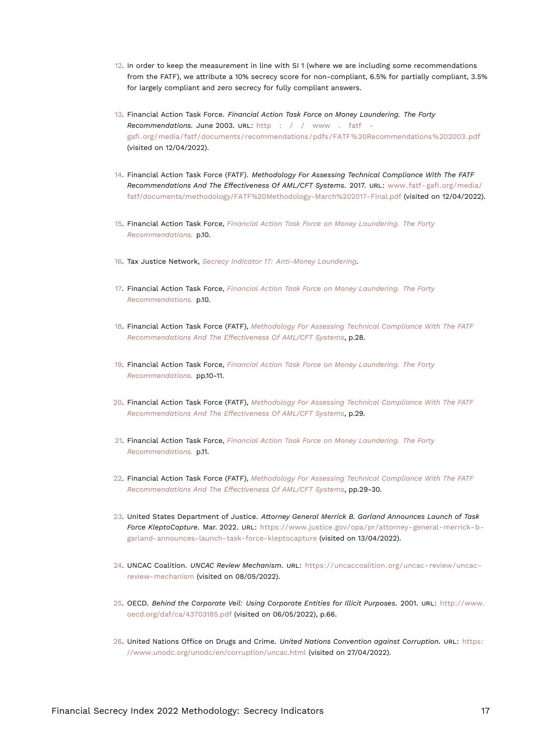12. In order to keep the measurement in line with SI 1 (where we are including some recommendations from the FATF), we attribute a 10% secrecy score for non-compliant, 6.5% for partially compliant, 3.5% for largely compliant and zero secrecy for fully compliant answers.

13. Financial Action Task Force. *Financial Action Task Force on Money Laundering. The Forty Recommendations.* June 2003. URL: http://www.fatf-gafi.org/media/fatf/documents/recommendations/pdfs/FATF%20Recommendations%202003.pdf (visited on 12/04/2022).

14. Financial Action Task Force (FATF). *Methodology For Assessing Technical Compliance With The FATF Recommendations And The Effectiveness Of AML/CFT Systems.* 2017. URL: www.fatf-gafi.org/media/fatf/documents/methodology/FATF%20Methodology-March%202017-Final.pdf (visited on 12/04/2022).

15. Financial Action Task Force, *Financial Action Task Force on Money Laundering. The Forty Recommendations.* p.10.

16. Tax Justice Network, *Secrecy Indicator 17: Anti-Money Laundering*.

17. Financial Action Task Force, *Financial Action Task Force on Money Laundering. The Forty Recommendations.* p.10.

18. Financial Action Task Force (FATF), *Methodology For Assessing Technical Compliance With The FATF Recommendations And The Effectiveness Of AML/CFT Systems*, p.28.

19. Financial Action Task Force, *Financial Action Task Force on Money Laundering. The Forty Recommendations.* pp.10-11.

20. Financial Action Task Force (FATF), *Methodology For Assessing Technical Compliance With The FATF Recommendations And The Effectiveness Of AML/CFT Systems*, p.29.

21. Financial Action Task Force, *Financial Action Task Force on Money Laundering. The Forty Recommendations.* p.11.

22. Financial Action Task Force (FATF), *Methodology For Assessing Technical Compliance With The FATF Recommendations And The Effectiveness Of AML/CFT Systems*, pp.29-30.

23. United States Department of Justice. *Attorney General Merrick B. Garland Announces Launch of Task Force KleptoCapture.* Mar. 2022. URL: https://www.justice.gov/opa/pr/attorney-general-merrick-b-garland-announces-launch-task-force-kleptocapture (visited on 13/04/2022).

24. UNCAC Coalition. *UNCAC Review Mechanism.* URL: https://uncaccoalition.org/uncac-review/uncac-review-mechanism (visited on 08/05/2022).

25. OECD. *Behind the Corporate Veil: Using Corporate Entities for Illicit Purposes.* 2001. URL: http://www.oecd.org/daf/ca/43703185.pdf (visited on 06/05/2022), p.66.

26. United Nations Office on Drugs and Crime. *United Nations Convention against Corruption.* URL: https://www.unodc.org/unodc/en/corruption/uncac.html (visited on 27/04/2022).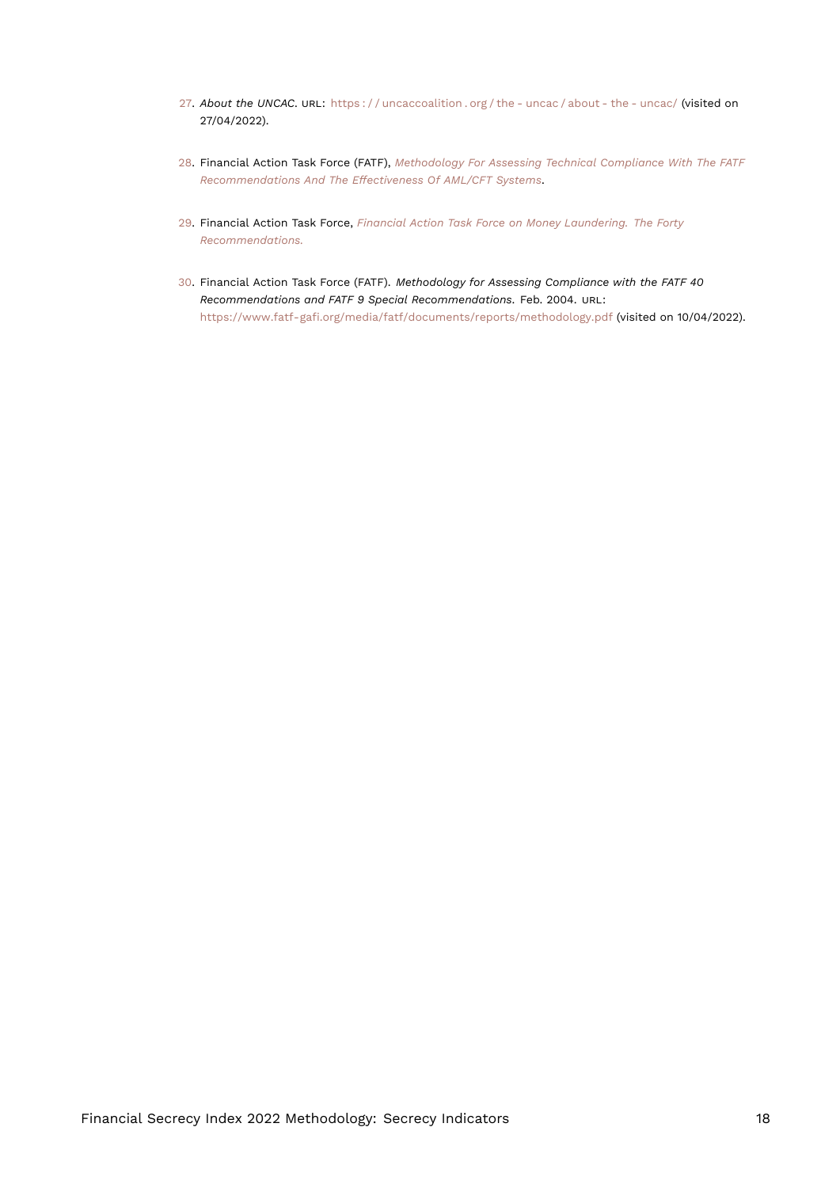27. *About the UNCAC*. URL: https://uncaccoalition.org/the-uncac/about-the-uncac/ (visited on 27/04/2022).

28. Financial Action Task Force (FATF), *Methodology For Assessing Technical Compliance With The FATF Recommendations And The Effectiveness Of AML/CFT Systems*.

29. Financial Action Task Force, *Financial Action Task Force on Money Laundering. The Forty Recommendations.*

30. Financial Action Task Force (FATF). *Methodology for Assessing Compliance with the FATF 40 Recommendations and FATF 9 Special Recommendations*. Feb. 2004. URL: https://www.fatf-gafi.org/media/fatf/documents/reports/methodology.pdf (visited on 10/04/2022).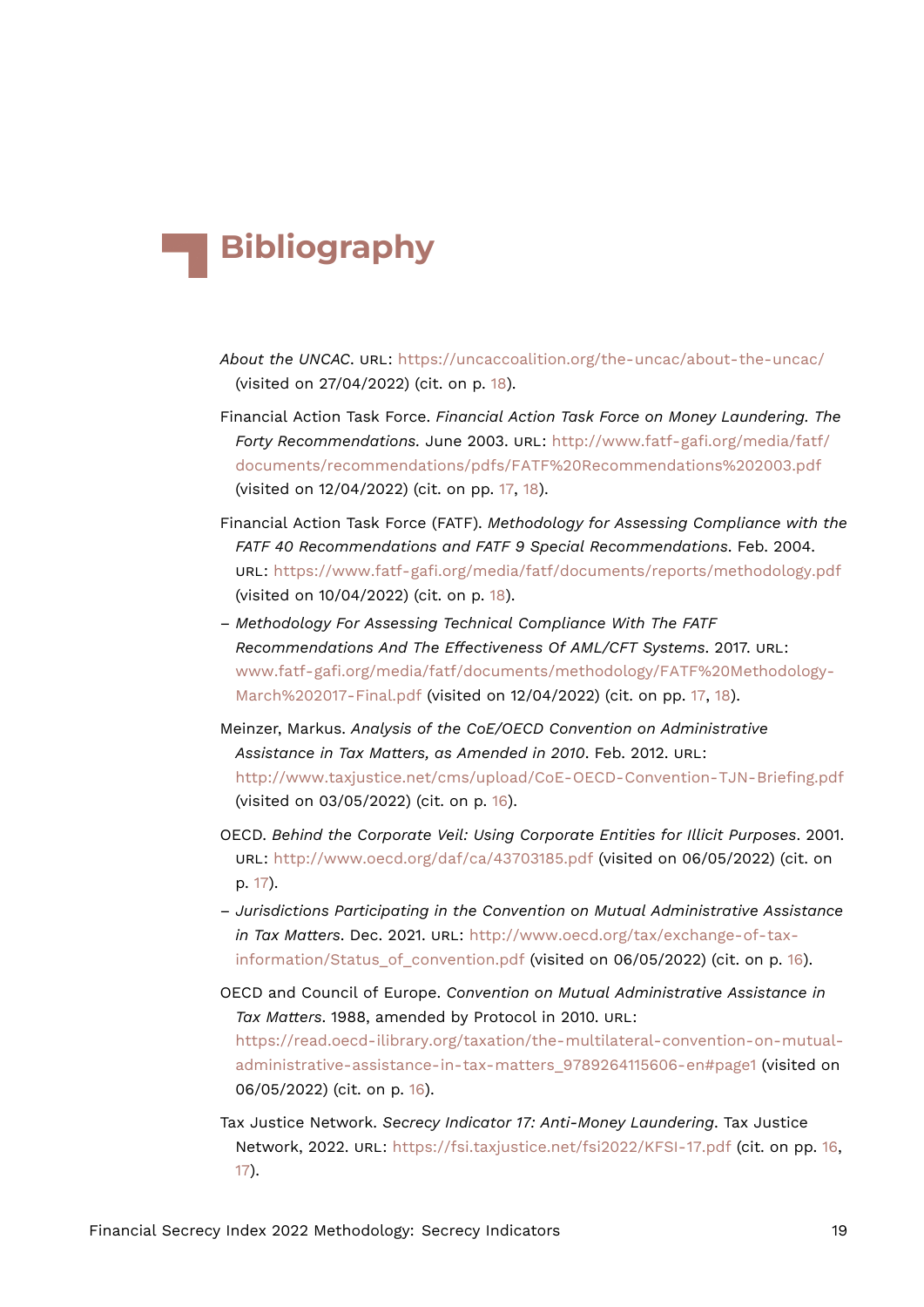# Bibliography

*About the UNCAC*. URL: https://uncaccoalition.org/the-uncac/about-the-uncac/ (visited on 27/04/2022) (cit. on p. 18).

Financial Action Task Force. *Financial Action Task Force on Money Laundering. The Forty Recommendations*. June 2003. URL: http://www.fatf-gafi.org/media/fatf/documents/recommendations/pdfs/FATF%20Recommendations%202003.pdf (visited on 12/04/2022) (cit. on pp. 17, 18).

Financial Action Task Force (FATF). *Methodology for Assessing Compliance with the FATF 40 Recommendations and FATF 9 Special Recommendations*. Feb. 2004. URL: https://www.fatf-gafi.org/media/fatf/documents/reports/methodology.pdf (visited on 10/04/2022) (cit. on p. 18).

– *Methodology For Assessing Technical Compliance With The FATF Recommendations And The Effectiveness Of AML/CFT Systems*. 2017. URL: www.fatf-gafi.org/media/fatf/documents/methodology/FATF%20Methodology-March%202017-Final.pdf (visited on 12/04/2022) (cit. on pp. 17, 18).

Meinzer, Markus. *Analysis of the CoE/OECD Convention on Administrative Assistance in Tax Matters, as Amended in 2010*. Feb. 2012. URL: http://www.taxjustice.net/cms/upload/CoE-OECD-Convention-TJN-Briefing.pdf (visited on 03/05/2022) (cit. on p. 16).

OECD. *Behind the Corporate Veil: Using Corporate Entities for Illicit Purposes*. 2001. URL: http://www.oecd.org/daf/ca/43703185.pdf (visited on 06/05/2022) (cit. on p. 17).

– *Jurisdictions Participating in the Convention on Mutual Administrative Assistance in Tax Matters*. Dec. 2021. URL: http://www.oecd.org/tax/exchange-of-tax-information/Status_of_convention.pdf (visited on 06/05/2022) (cit. on p. 16).

OECD and Council of Europe. *Convention on Mutual Administrative Assistance in Tax Matters*. 1988, amended by Protocol in 2010. URL: https://read.oecd-ilibrary.org/taxation/the-multilateral-convention-on-mutual-administrative-assistance-in-tax-matters_9789264115606-en#page1 (visited on 06/05/2022) (cit. on p. 16).

Tax Justice Network. *Secrecy Indicator 17: Anti-Money Laundering*. Tax Justice Network, 2022. URL: https://fsi.taxjustice.net/fsi2022/KFSI-17.pdf (cit. on pp. 16, 17).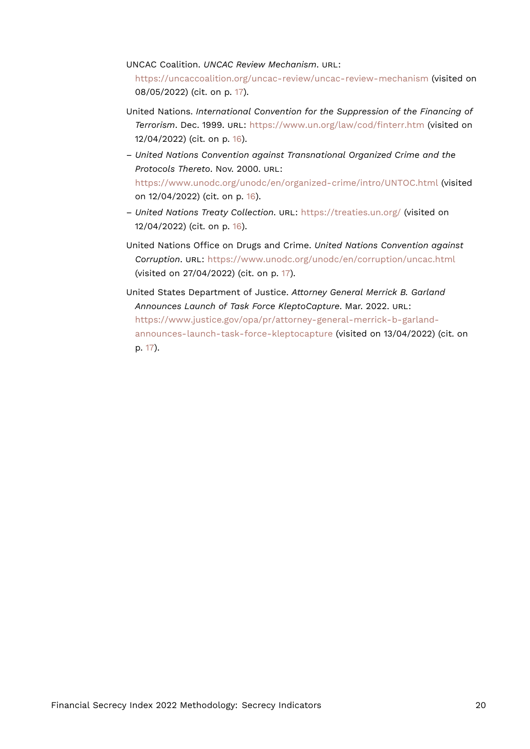UNCAC Coalition. *UNCAC Review Mechanism*. URL: https://uncaccoalition.org/uncac-review/uncac-review-mechanism (visited on 08/05/2022) (cit. on p. 17).

United Nations. *International Convention for the Suppression of the Financing of Terrorism*. Dec. 1999. URL: https://www.un.org/law/cod/finterr.htm (visited on 12/04/2022) (cit. on p. 16).

– *United Nations Convention against Transnational Organized Crime and the Protocols Thereto*. Nov. 2000. URL: https://www.unodc.org/unodc/en/organized-crime/intro/UNTOC.html (visited on 12/04/2022) (cit. on p. 16).

– *United Nations Treaty Collection*. URL: https://treaties.un.org/ (visited on 12/04/2022) (cit. on p. 16).

United Nations Office on Drugs and Crime. *United Nations Convention against Corruption*. URL: https://www.unodc.org/unodc/en/corruption/uncac.html (visited on 27/04/2022) (cit. on p. 17).

United States Department of Justice. *Attorney General Merrick B. Garland Announces Launch of Task Force KleptoCapture*. Mar. 2022. URL: https://www.justice.gov/opa/pr/attorney-general-merrick-b-garland-announces-launch-task-force-kleptocapture (visited on 13/04/2022) (cit. on p. 17).